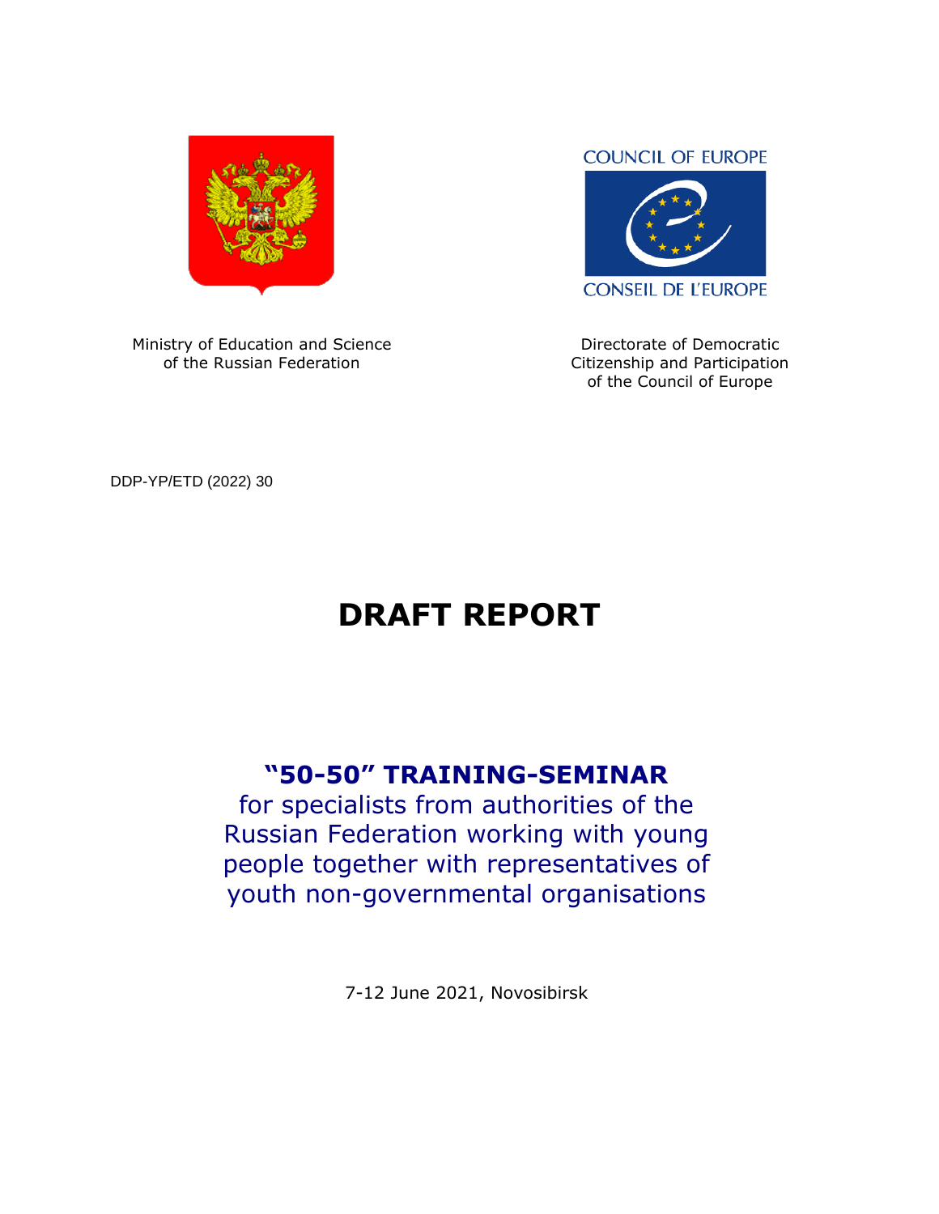Ministry of Education and Science
of the Russian Federation

COUNCIL OF EUROPE

CONSEIL DE L'EUROPE

Directorate of Democratic
Citizenship and Participation
of the Council of Europe

DDP-YP/ETD (2022) 30

# DRAFT REPORT

## "50-50" TRAINING-SEMINAR

for specialists from authorities of the Russian Federation working with young people together with representatives of youth non-governmental organisations

7-12 June 2021, Novosibirsk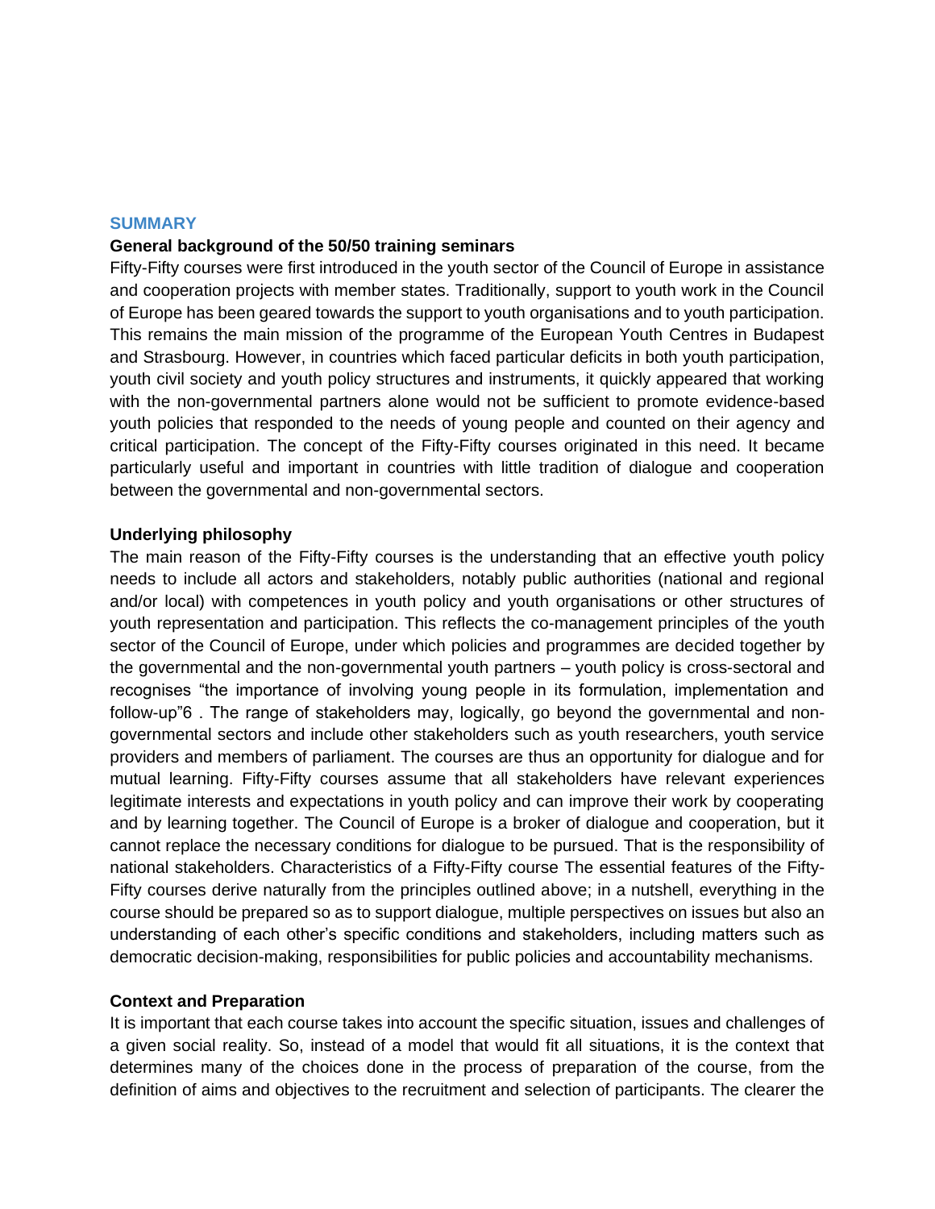## SUMMARY

**General background of the 50/50 training seminars**

Fifty-Fifty courses were first introduced in the youth sector of the Council of Europe in assistance and cooperation projects with member states. Traditionally, support to youth work in the Council of Europe has been geared towards the support to youth organisations and to youth participation. This remains the main mission of the programme of the European Youth Centres in Budapest and Strasbourg. However, in countries which faced particular deficits in both youth participation, youth civil society and youth policy structures and instruments, it quickly appeared that working with the non-governmental partners alone would not be sufficient to promote evidence-based youth policies that responded to the needs of young people and counted on their agency and critical participation. The concept of the Fifty-Fifty courses originated in this need. It became particularly useful and important in countries with little tradition of dialogue and cooperation between the governmental and non-governmental sectors.

**Underlying philosophy**

The main reason of the Fifty-Fifty courses is the understanding that an effective youth policy needs to include all actors and stakeholders, notably public authorities (national and regional and/or local) with competences in youth policy and youth organisations or other structures of youth representation and participation. This reflects the co-management principles of the youth sector of the Council of Europe, under which policies and programmes are decided together by the governmental and the non-governmental youth partners – youth policy is cross-sectoral and recognises "the importance of involving young people in its formulation, implementation and follow-up"[6] . The range of stakeholders may, logically, go beyond the governmental and non-governmental sectors and include other stakeholders such as youth researchers, youth service providers and members of parliament. The courses are thus an opportunity for dialogue and for mutual learning. Fifty-Fifty courses assume that all stakeholders have relevant experiences legitimate interests and expectations in youth policy and can improve their work by cooperating and by learning together. The Council of Europe is a broker of dialogue and cooperation, but it cannot replace the necessary conditions for dialogue to be pursued. That is the responsibility of national stakeholders. Characteristics of a Fifty-Fifty course The essential features of the Fifty-Fifty courses derive naturally from the principles outlined above; in a nutshell, everything in the course should be prepared so as to support dialogue, multiple perspectives on issues but also an understanding of each other's specific conditions and stakeholders, including matters such as democratic decision-making, responsibilities for public policies and accountability mechanisms.

**Context and Preparation**

It is important that each course takes into account the specific situation, issues and challenges of a given social reality. So, instead of a model that would fit all situations, it is the context that determines many of the choices done in the process of preparation of the course, from the definition of aims and objectives to the recruitment and selection of participants. The clearer the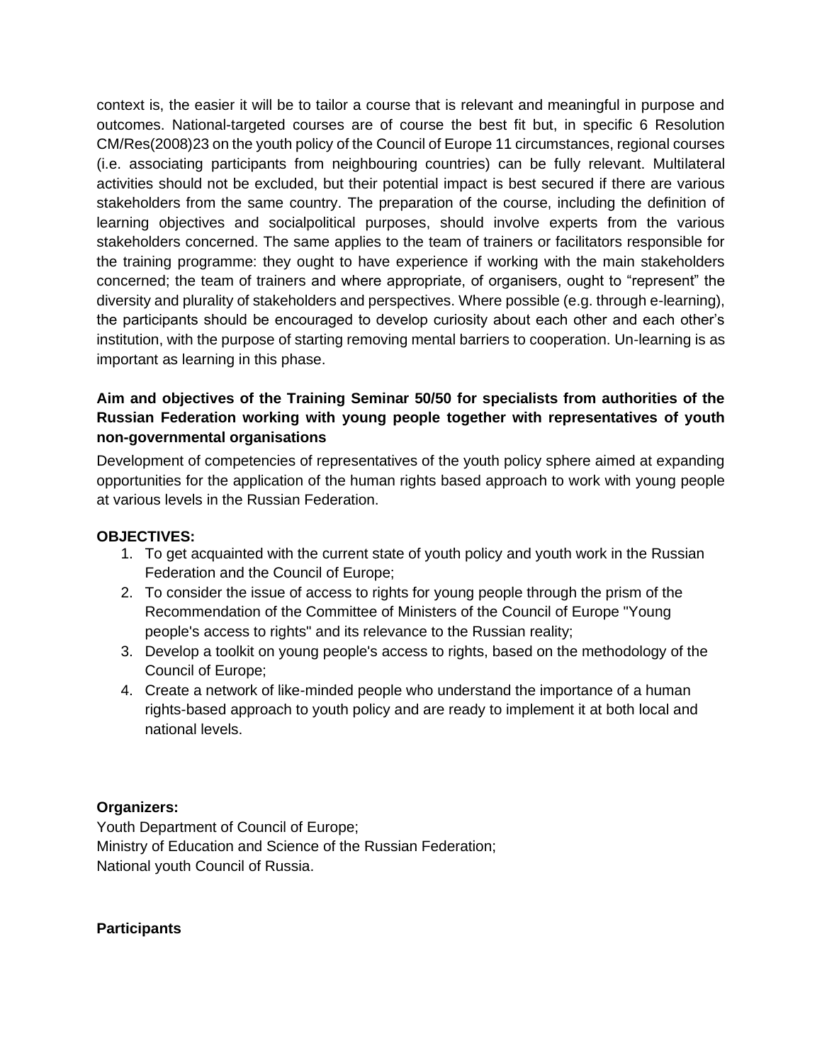context is, the easier it will be to tailor a course that is relevant and meaningful in purpose and outcomes. National-targeted courses are of course the best fit but, in specific 6 Resolution CM/Res(2008)23 on the youth policy of the Council of Europe 11 circumstances, regional courses (i.e. associating participants from neighbouring countries) can be fully relevant. Multilateral activities should not be excluded, but their potential impact is best secured if there are various stakeholders from the same country. The preparation of the course, including the definition of learning objectives and socialpolitical purposes, should involve experts from the various stakeholders concerned. The same applies to the team of trainers or facilitators responsible for the training programme: they ought to have experience if working with the main stakeholders concerned; the team of trainers and where appropriate, of organisers, ought to “represent” the diversity and plurality of stakeholders and perspectives. Where possible (e.g. through e-learning), the participants should be encouraged to develop curiosity about each other and each other’s institution, with the purpose of starting removing mental barriers to cooperation. Un-learning is as important as learning in this phase.

**Aim and objectives of the Training Seminar 50/50 for specialists from authorities of the Russian Federation working with young people together with representatives of youth non-governmental organisations**

Development of competencies of representatives of the youth policy sphere aimed at expanding opportunities for the application of the human rights based approach to work with young people at various levels in the Russian Federation.

**OBJECTIVES:**

1. To get acquainted with the current state of youth policy and youth work in the Russian Federation and the Council of Europe;
2. To consider the issue of access to rights for young people through the prism of the Recommendation of the Committee of Ministers of the Council of Europe "Young people's access to rights" and its relevance to the Russian reality;
3. Develop a toolkit on young people's access to rights, based on the methodology of the Council of Europe;
4. Create a network of like-minded people who understand the importance of a human rights-based approach to youth policy and are ready to implement it at both local and national levels.

**Organizers:**

Youth Department of Council of Europe;
Ministry of Education and Science of the Russian Federation;
National youth Council of Russia.

**Participants**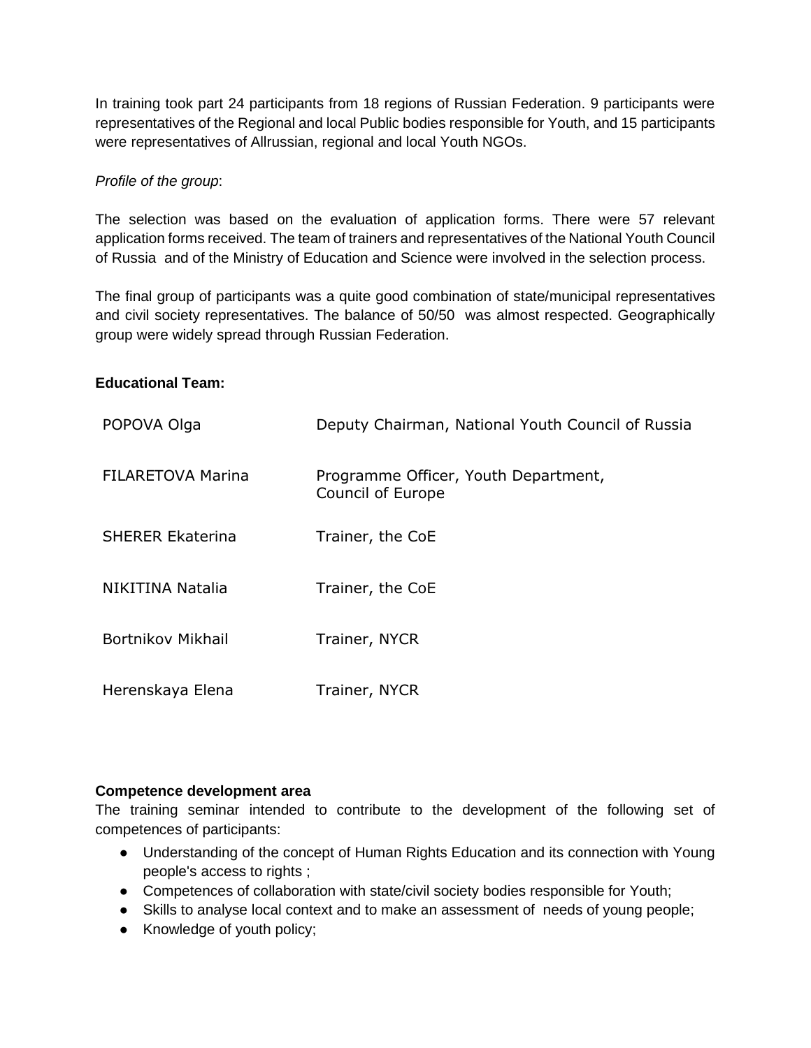In training took part 24 participants from 18 regions of Russian Federation. 9 participants were representatives of the Regional and local Public bodies responsible for Youth, and 15 participants were representatives of Allrussian, regional and local Youth NGOs.

*Profile of the group*:

The selection was based on the evaluation of application forms. There were 57 relevant application forms received. The team of trainers and representatives of the National Youth Council of Russia and of the Ministry of Education and Science were involved in the selection process.

The final group of participants was a quite good combination of state/municipal representatives and civil society representatives. The balance of 50/50 was almost respected. Geographically group were widely spread through Russian Federation.

**Educational Team:**

| | |
|---|---|
| POPOVA Olga | Deputy Chairman, National Youth Council of Russia |
| FILARETOVA Marina | Programme Officer, Youth Department, Council of Europe |
| SHERER Ekaterina | Trainer, the CoE |
| NIKITINA Natalia | Trainer, the CoE |
| Bortnikov Mikhail | Trainer, NYCR |
| Herenskaya Elena | Trainer, NYCR |

**Competence development area**

The training seminar intended to contribute to the development of the following set of competences of participants:

- Understanding of the concept of Human Rights Education and its connection with Young people's access to rights ;
- Competences of collaboration with state/civil society bodies responsible for Youth;
- Skills to analyse local context and to make an assessment of needs of young people;
- Knowledge of youth policy;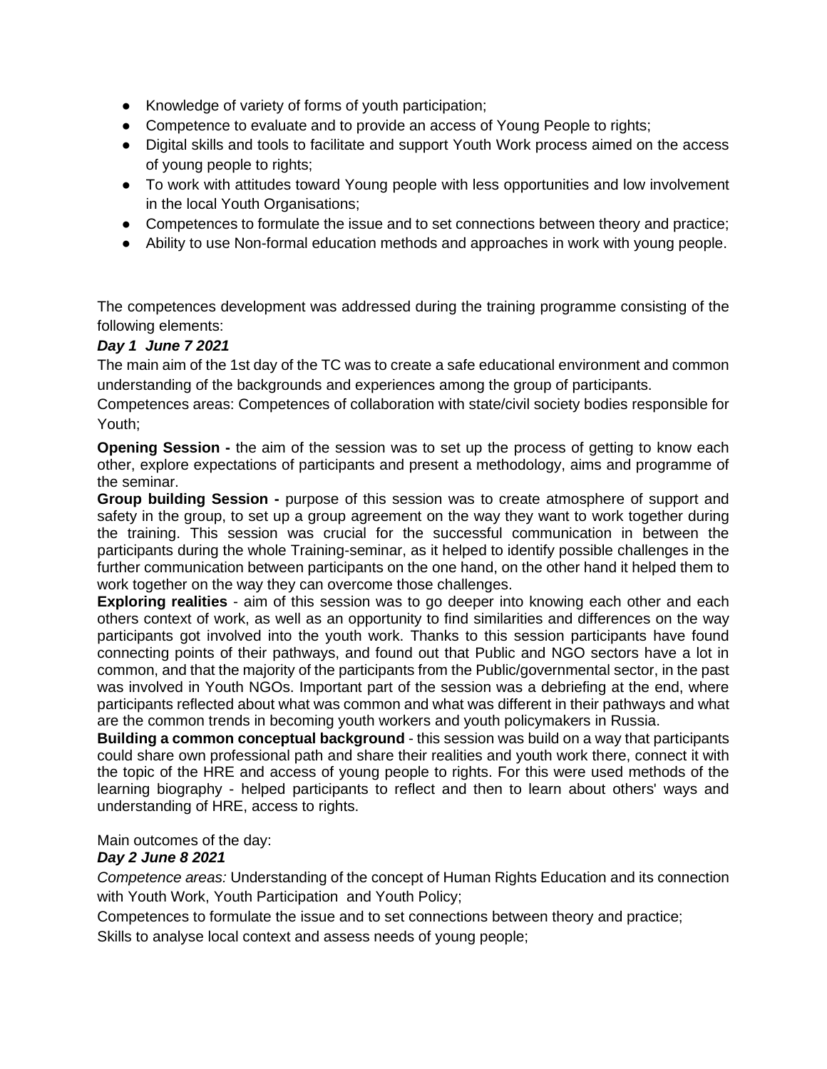- Knowledge of variety of forms of youth participation;
- Competence to evaluate and to provide an access of Young People to rights;
- Digital skills and tools to facilitate and support Youth Work process aimed on the access of young people to rights;
- To work with attitudes toward Young people with less opportunities and low involvement in the local Youth Organisations;
- Competences to formulate the issue and to set connections between theory and practice;
- Ability to use Non-formal education methods and approaches in work with young people.

The competences development was addressed during the training programme consisting of the following elements:

***Day 1 June 7 2021***

The main aim of the 1st day of the TC was to create a safe educational environment and common understanding of the backgrounds and experiences among the group of participants.

Competences areas: Competences of collaboration with state/civil society bodies responsible for Youth;

**Opening Session -** the aim of the session was to set up the process of getting to know each other, explore expectations of participants and present a methodology, aims and programme of the seminar.

**Group building Session -** purpose of this session was to create atmosphere of support and safety in the group, to set up a group agreement on the way they want to work together during the training. This session was crucial for the successful communication in between the participants during the whole Training-seminar, as it helped to identify possible challenges in the further communication between participants on the one hand, on the other hand it helped them to work together on the way they can overcome those challenges.

**Exploring realities** - aim of this session was to go deeper into knowing each other and each others context of work, as well as an opportunity to find similarities and differences on the way participants got involved into the youth work. Thanks to this session participants have found connecting points of their pathways, and found out that Public and NGO sectors have a lot in common, and that the majority of the participants from the Public/governmental sector, in the past was involved in Youth NGOs. Important part of the session was a debriefing at the end, where participants reflected about what was common and what was different in their pathways and what are the common trends in becoming youth workers and youth policymakers in Russia.

**Building a common conceptual background** - this session was build on a way that participants could share own professional path and share their realities and youth work there, connect it with the topic of the HRE and access of young people to rights. For this were used methods of the learning biography - helped participants to reflect and then to learn about others' ways and understanding of HRE, access to rights.

Main outcomes of the day:

***Day 2 June 8 2021***

*Competence areas:* Understanding of the concept of Human Rights Education and its connection with Youth Work, Youth Participation and Youth Policy;

Competences to formulate the issue and to set connections between theory and practice;

Skills to analyse local context and assess needs of young people;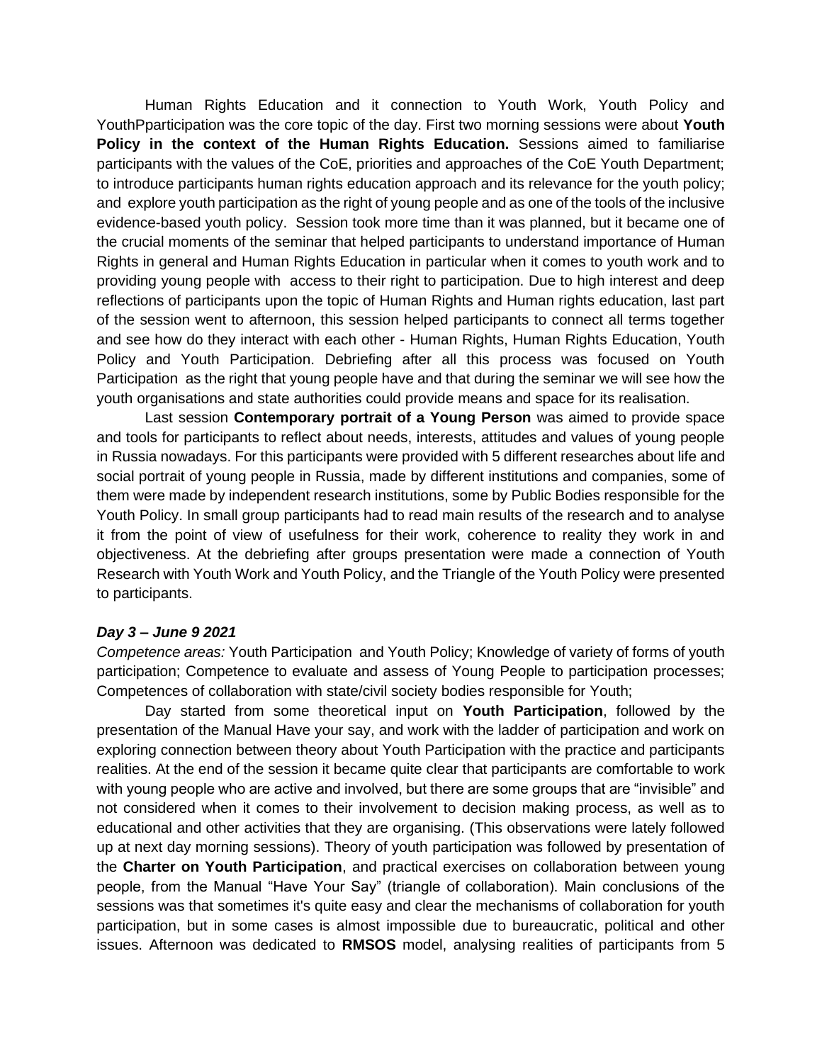Human Rights Education and it connection to Youth Work, Youth Policy and YouthPparticipation was the core topic of the day. First two morning sessions were about **Youth Policy in the context of the Human Rights Education.** Sessions aimed to familiarise participants with the values of the CoE, priorities and approaches of the CoE Youth Department; to introduce participants human rights education approach and its relevance for the youth policy; and explore youth participation as the right of young people and as one of the tools of the inclusive evidence-based youth policy. Session took more time than it was planned, but it became one of the crucial moments of the seminar that helped participants to understand importance of Human Rights in general and Human Rights Education in particular when it comes to youth work and to providing young people with access to their right to participation. Due to high interest and deep reflections of participants upon the topic of Human Rights and Human rights education, last part of the session went to afternoon, this session helped participants to connect all terms together and see how do they interact with each other - Human Rights, Human Rights Education, Youth Policy and Youth Participation. Debriefing after all this process was focused on Youth Participation as the right that young people have and that during the seminar we will see how the youth organisations and state authorities could provide means and space for its realisation.

Last session **Contemporary portrait of a Young Person** was aimed to provide space and tools for participants to reflect about needs, interests, attitudes and values of young people in Russia nowadays. For this participants were provided with 5 different researches about life and social portrait of young people in Russia, made by different institutions and companies, some of them were made by independent research institutions, some by Public Bodies responsible for the Youth Policy. In small group participants had to read main results of the research and to analyse it from the point of view of usefulness for their work, coherence to reality they work in and objectiveness. At the debriefing after groups presentation were made a connection of Youth Research with Youth Work and Youth Policy, and the Triangle of the Youth Policy were presented to participants.

### *Day 3 – June 9 2021*

*Competence areas:* Youth Participation and Youth Policy; Knowledge of variety of forms of youth participation; Competence to evaluate and assess of Young People to participation processes; Competences of collaboration with state/civil society bodies responsible for Youth;

Day started from some theoretical input on **Youth Participation**, followed by the presentation of the Manual Have your say, and work with the ladder of participation and work on exploring connection between theory about Youth Participation with the practice and participants realities. At the end of the session it became quite clear that participants are comfortable to work with young people who are active and involved, but there are some groups that are "invisible" and not considered when it comes to their involvement to decision making process, as well as to educational and other activities that they are organising. (This observations were lately followed up at next day morning sessions). Theory of youth participation was followed by presentation of the **Charter on Youth Participation**, and practical exercises on collaboration between young people, from the Manual "Have Your Say" (triangle of collaboration). Main conclusions of the sessions was that sometimes it's quite easy and clear the mechanisms of collaboration for youth participation, but in some cases is almost impossible due to bureaucratic, political and other issues. Afternoon was dedicated to **RMSOS** model, analysing realities of participants from 5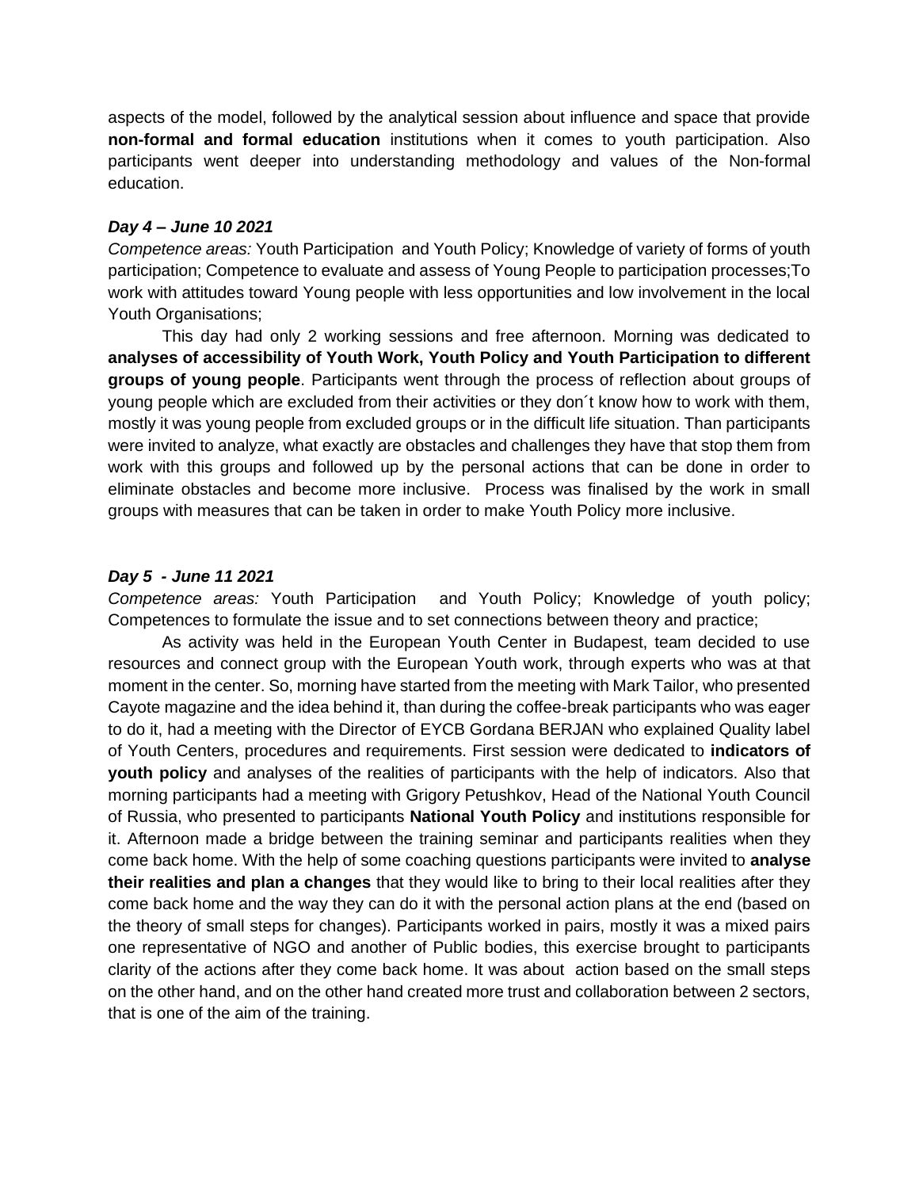aspects of the model, followed by the analytical session about influence and space that provide **non-formal and formal education** institutions when it comes to youth participation. Also participants went deeper into understanding methodology and values of the Non-formal education.

***Day 4 – June 10 2021***

*Competence areas:* Youth Participation and Youth Policy; Knowledge of variety of forms of youth participation; Competence to evaluate and assess of Young People to participation processes;To work with attitudes toward Young people with less opportunities and low involvement in the local Youth Organisations;

This day had only 2 working sessions and free afternoon. Morning was dedicated to **analyses of accessibility of Youth Work, Youth Policy and Youth Participation to different groups of young people**. Participants went through the process of reflection about groups of young people which are excluded from their activities or they don´t know how to work with them, mostly it was young people from excluded groups or in the difficult life situation. Than participants were invited to analyze, what exactly are obstacles and challenges they have that stop them from work with this groups and followed up by the personal actions that can be done in order to eliminate obstacles and become more inclusive. Process was finalised by the work in small groups with measures that can be taken in order to make Youth Policy more inclusive.

***Day 5 - June 11 2021***

*Competence areas:* Youth Participation and Youth Policy; Knowledge of youth policy; Competences to formulate the issue and to set connections between theory and practice;

As activity was held in the European Youth Center in Budapest, team decided to use resources and connect group with the European Youth work, through experts who was at that moment in the center. So, morning have started from the meeting with Mark Tailor, who presented Cayote magazine and the idea behind it, than during the coffee-break participants who was eager to do it, had a meeting with the Director of EYCB Gordana BERJAN who explained Quality label of Youth Centers, procedures and requirements. First session were dedicated to **indicators of youth policy** and analyses of the realities of participants with the help of indicators. Also that morning participants had a meeting with Grigory Petushkov, Head of the National Youth Council of Russia, who presented to participants **National Youth Policy** and institutions responsible for it. Afternoon made a bridge between the training seminar and participants realities when they come back home. With the help of some coaching questions participants were invited to **analyse their realities and plan a changes** that they would like to bring to their local realities after they come back home and the way they can do it with the personal action plans at the end (based on the theory of small steps for changes). Participants worked in pairs, mostly it was a mixed pairs one representative of NGO and another of Public bodies, this exercise brought to participants clarity of the actions after they come back home. It was about action based on the small steps on the other hand, and on the other hand created more trust and collaboration between 2 sectors, that is one of the aim of the training.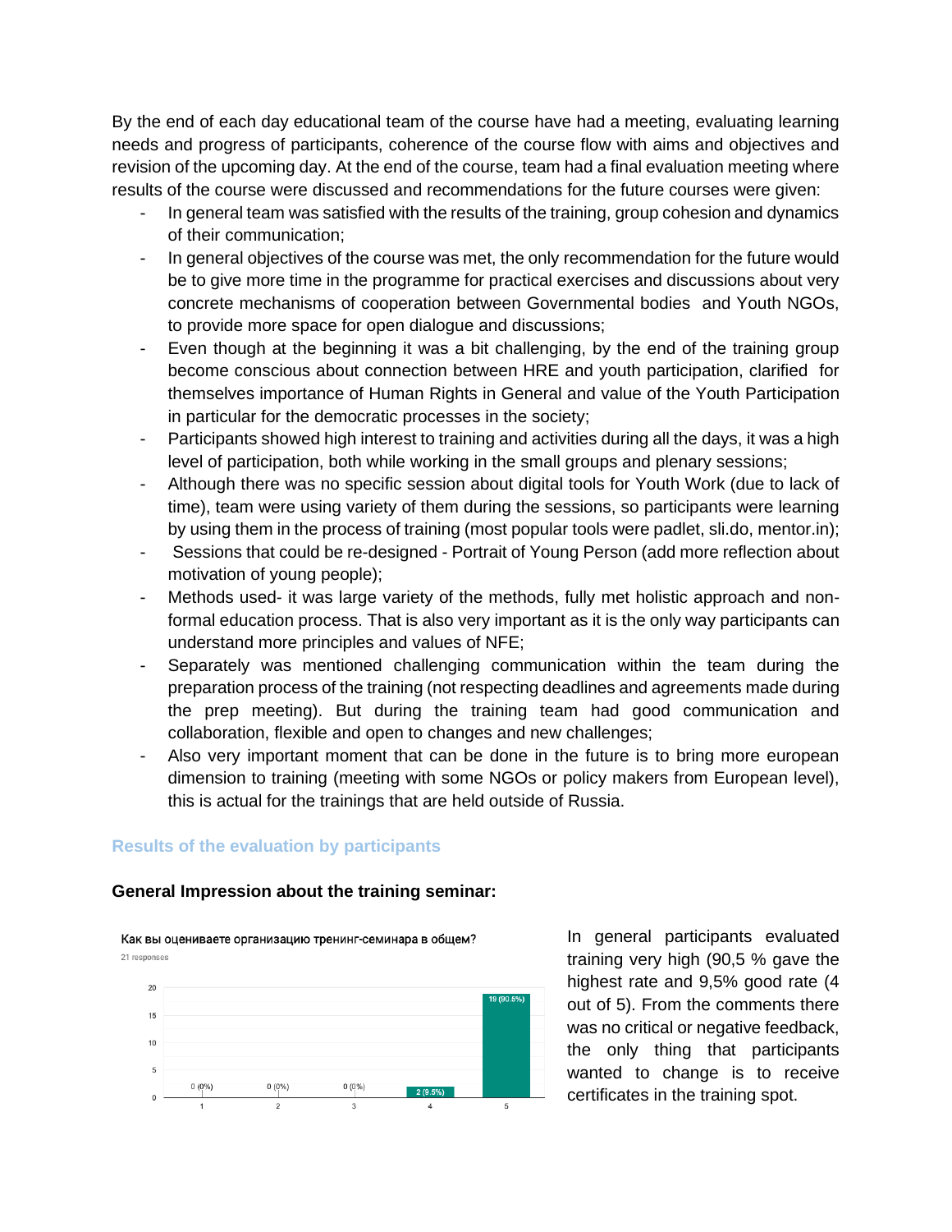By the end of each day educational team of the course have had a meeting, evaluating learning needs and progress of participants, coherence of the course flow with aims and objectives and revision of the upcoming day. At the end of the course, team had a final evaluation meeting where results of the course were discussed and recommendations for the future courses were given:

- In general team was satisfied with the results of the training, group cohesion and dynamics of their communication;
- In general objectives of the course was met, the only recommendation for the future would be to give more time in the programme for practical exercises and discussions about very concrete mechanisms of cooperation between Governmental bodies and Youth NGOs, to provide more space for open dialogue and discussions;
- Even though at the beginning it was a bit challenging, by the end of the training group become conscious about connection between HRE and youth participation, clarified for themselves importance of Human Rights in General and value of the Youth Participation in particular for the democratic processes in the society;
- Participants showed high interest to training and activities during all the days, it was a high level of participation, both while working in the small groups and plenary sessions;
- Although there was no specific session about digital tools for Youth Work (due to lack of time), team were using variety of them during the sessions, so participants were learning by using them in the process of training (most popular tools were padlet, sli.do, mentor.in);
- Sessions that could be re-designed - Portrait of Young Person (add more reflection about motivation of young people);
- Methods used- it was large variety of the methods, fully met holistic approach and non-formal education process. That is also very important as it is the only way participants can understand more principles and values of NFE;
- Separately was mentioned challenging communication within the team during the preparation process of the training (not respecting deadlines and agreements made during the prep meeting). But during the training team had good communication and collaboration, flexible and open to changes and new challenges;
- Also very important moment that can be done in the future is to bring more european dimension to training (meeting with some NGOs or policy makers from European level), this is actual for the trainings that are held outside of Russia.

## Results of the evaluation by participants

**General Impression about the training seminar:**

Как вы оцениваете организацию тренинг-семинара в общем?
21 responses

| Rating | Responses |
|---|---|
| 1 | 0 (0%) |
| 2 | 0 (0%) |
| 3 | 0 (0%) |
| 4 | 2 (9.5%) |
| 5 | 19 (90.5%) |

In general participants evaluated training very high (90,5 % gave the highest rate and 9,5% good rate (4 out of 5). From the comments there was no critical or negative feedback, the only thing that participants wanted to change is to receive certificates in the training spot.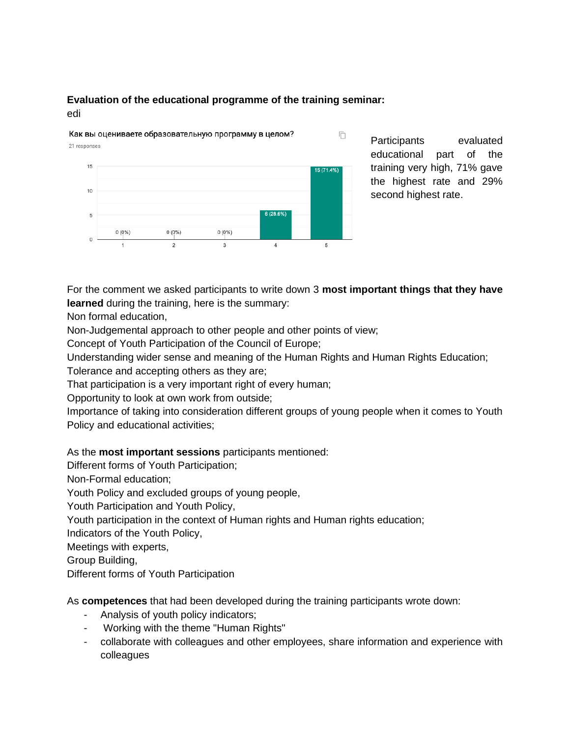**Evaluation of the educational programme of the training seminar:**

edi

Как вы оцениваете образовательную программу в целом?

21 responses

| Rating | Responses |
|---|---|
| 1 | 0 (0%) |
| 2 | 0 (0%) |
| 3 | 0 (0%) |
| 4 | 6 (28.6%) |
| 5 | 15 (71.4%) |

Participants evaluated educational part of the training very high, 71% gave the highest rate and 29% second highest rate.

For the comment we asked participants to write down 3 **most important things that they have learned** during the training, here is the summary:

Non formal education,

Non-Judgemental approach to other people and other points of view;

Concept of Youth Participation of the Council of Europe;

Understanding wider sense and meaning of the Human Rights and Human Rights Education;

Tolerance and accepting others as they are;

That participation is a very important right of every human;

Opportunity to look at own work from outside;

Importance of taking into consideration different groups of young people when it comes to Youth Policy and educational activities;

As the **most important sessions** participants mentioned:

Different forms of Youth Participation;

Non-Formal education;

Youth Policy and excluded groups of young people,

Youth Participation and Youth Policy,

Youth participation in the context of Human rights and Human rights education;

Indicators of the Youth Policy,

Meetings with experts,

Group Building,

Different forms of Youth Participation

As **competences** that had been developed during the training participants wrote down:

- Analysis of youth policy indicators;
- Working with the theme "Human Rights"
- collaborate with colleagues and other employees, share information and experience with colleagues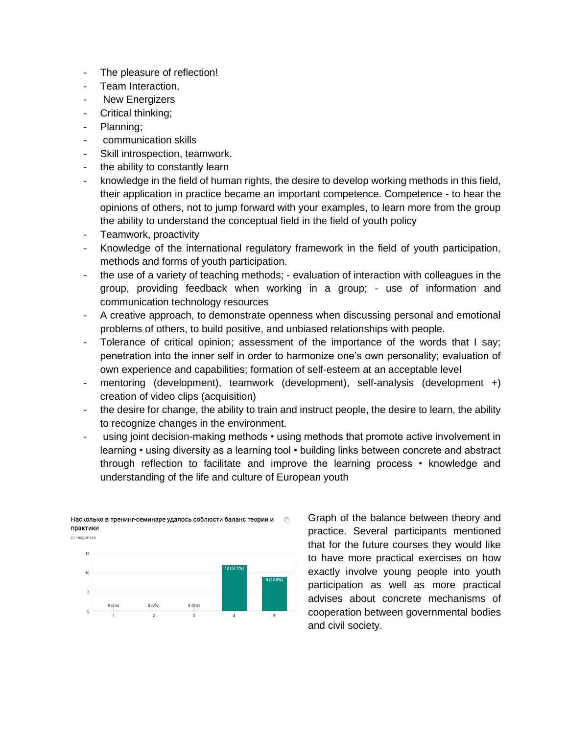- The pleasure of reflection!
- Team Interaction,
- New Energizers
- Critical thinking;
- Planning;
- communication skills
- Skill introspection, teamwork.
- the ability to constantly learn
- knowledge in the field of human rights, the desire to develop working methods in this field, their application in practice became an important competence. Competence - to hear the opinions of others, not to jump forward with your examples, to learn more from the group the ability to understand the conceptual field in the field of youth policy
- Teamwork, proactivity
- Knowledge of the international regulatory framework in the field of youth participation, methods and forms of youth participation.
- the use of a variety of teaching methods; - evaluation of interaction with colleagues in the group, providing feedback when working in a group; - use of information and communication technology resources
- A creative approach, to demonstrate openness when discussing personal and emotional problems of others, to build positive, and unbiased relationships with people.
- Tolerance of critical opinion; assessment of the importance of the words that I say; penetration into the inner self in order to harmonize one's own personality; evaluation of own experience and capabilities; formation of self-esteem at an acceptable level
- mentoring (development), teamwork (development), self-analysis (development +) creation of video clips (acquisition)
- the desire for change, the ability to train and instruct people, the desire to learn, the ability to recognize changes in the environment.
- using joint decision-making methods • using methods that promote active involvement in learning • using diversity as a learning tool • building links between concrete and abstract through reflection to facilitate and improve the learning process • knowledge and understanding of the life and culture of European youth

Насколько в тренинг-семинаре удалось соблюсти баланс теории и практики

21 responses

| Rating | 1 | 2 | 3 | 4 | 5 |
|---|---|---|---|---|---|
| Responses | 0 (0%) | 0 (0%) | 0 (0%) | 12 (57.1%) | 9 (42.9%) |

Graph of the balance between theory and practice. Several participants mentioned that for the future courses they would like to have more practical exercises on how exactly involve young people into youth participation as well as more practical advises about concrete mechanisms of cooperation between governmental bodies and civil society.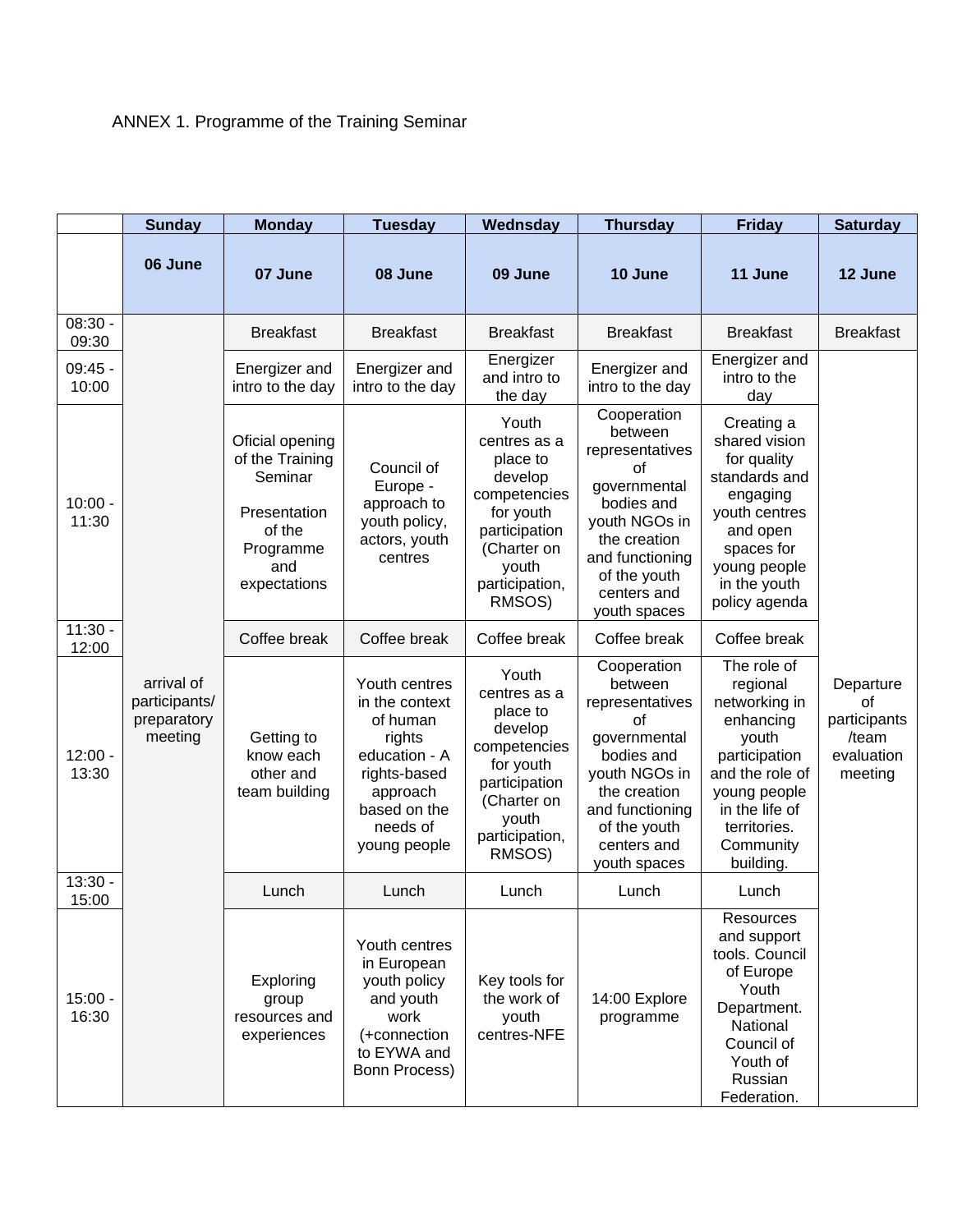ANNEX 1. Programme of the Training Seminar

| | Sunday | Monday | Tuesday | Wednsday | Thursday | Friday | Saturday |
|---|---|---|---|---|---|---|---|
| | 06 June | 07 June | 08 June | 09 June | 10 June | 11 June | 12 June |
| 08:30 - 09:30 | arrival of participants/ preparatory meeting | Breakfast | Breakfast | Breakfast | Breakfast | Breakfast | Breakfast |
| 09:45 - 10:00 | | Energizer and intro to the day | Energizer and intro to the day | Energizer and intro to the day | Energizer and intro to the day | Energizer and intro to the day | Departure of participants /team evaluation meeting |
| 10:00 - 11:30 | | Oficial opening of the Training Seminar<br><br>Presentation of the Programme and expectations | Council of Europe - approach to youth policy, actors, youth centres | Youth centres as a place to develop competencies for youth participation (Charter on youth participation, RMSOS) | Cooperation between representatives of governmental bodies and youth NGOs in the creation and functioning of the youth centers and youth spaces | Creating a shared vision for quality standards and engaging youth centres and open spaces for young people in the youth policy agenda | |
| 11:30 - 12:00 | | Coffee break | Coffee break | Coffee break | Coffee break | Coffee break | |
| 12:00 - 13:30 | | Getting to know each other and team building | Youth centres in the context of human rights education - A rights-based approach based on the needs of young people | Youth centres as a place to develop competencies for youth participation (Charter on youth participation, RMSOS) | Cooperation between representatives of governmental bodies and youth NGOs in the creation and functioning of the youth centers and youth spaces | The role of regional networking in enhancing youth participation and the role of young people in the life of territories. Community building. | |
| 13:30 - 15:00 | | Lunch | Lunch | Lunch | Lunch | Lunch | |
| 15:00 - 16:30 | | Exploring group resources and experiences | Youth centres in European youth policy and youth work (+connection to EYWA and Bonn Process) | Key tools for the work of youth centres-NFE | 14:00 Explore programme | Resources and support tools. Council of Europe Youth Department. National Council of Youth of Russian Federation. | |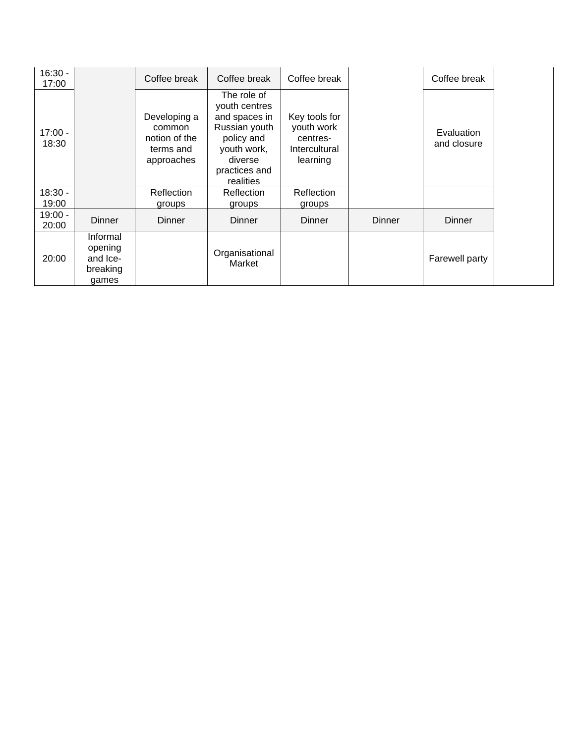| | | | | | | | |
|---|---|---|---|---|---|---|---|
| 16:30 - 17:00 | | Coffee break | Coffee break | Coffee break | | Coffee break | |
| 17:00 - 18:30 | | Developing a common notion of the terms and approaches | The role of youth centres and spaces in Russian youth policy and youth work, diverse practices and realities | Key tools for youth work centres- Intercultural learning | | Evaluation and closure | |
| 18:30 - 19:00 | | Reflection groups | Reflection groups | Reflection groups | | | |
| 19:00 - 20:00 | Dinner | Dinner | Dinner | Dinner | Dinner | Dinner | |
| 20:00 | Informal opening and Ice-breaking games | | Organisational Market | | | Farewell party | |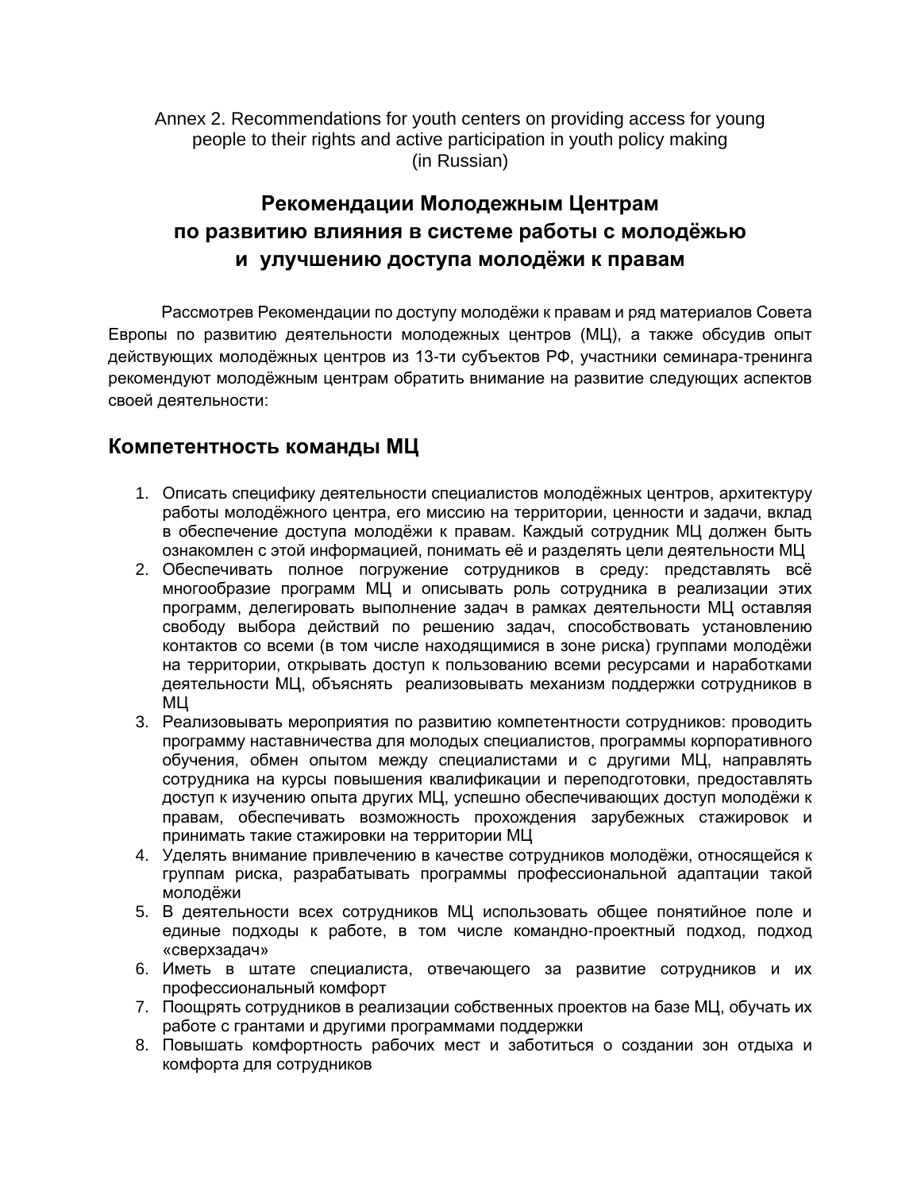Annex 2. Recommendations for youth centers on providing access for young people to their rights and active participation in youth policy making (in Russian)

# Рекомендации Молодежным Центрам по развитию влияния в системе работы с молодёжью и улучшению доступа молодёжи к правам

Рассмотрев Рекомендации по доступу молодёжи к правам и ряд материалов Совета Европы по развитию деятельности молодежных центров (МЦ), а также обсудив опыт действующих молодёжных центров из 13-ти субъектов РФ, участники семинара-тренинга рекомендуют молодёжным центрам обратить внимание на развитие следующих аспектов своей деятельности:

## Компетентность команды МЦ

1. Описать специфику деятельности специалистов молодёжных центров, архитектуру работы молодёжного центра, его миссию на территории, ценности и задачи, вклад в обеспечение доступа молодёжи к правам. Каждый сотрудник МЦ должен быть ознакомлен с этой информацией, понимать её и разделять цели деятельности МЦ
2. Обеспечивать полное погружение сотрудников в среду: представлять всё многообразие программ МЦ и описывать роль сотрудника в реализации этих программ, делегировать выполнение задач в рамках деятельности МЦ оставляя свободу выбора действий по решению задач, способствовать установлению контактов со всеми (в том числе находящимися в зоне риска) группами молодёжи на территории, открывать доступ к пользованию всеми ресурсами и наработками деятельности МЦ, объяснять реализовывать механизм поддержки сотрудников в МЦ
3. Реализовывать мероприятия по развитию компетентности сотрудников: проводить программу наставничества для молодых специалистов, программы корпоративного обучения, обмен опытом между специалистами и с другими МЦ, направлять сотрудника на курсы повышения квалификации и переподготовки, предоставлять доступ к изучению опыта других МЦ, успешно обеспечивающих доступ молодёжи к правам, обеспечивать возможность прохождения зарубежных стажировок и принимать такие стажировки на территории МЦ
4. Уделять внимание привлечению в качестве сотрудников молодёжи, относящейся к группам риска, разрабатывать программы профессиональной адаптации такой молодёжи
5. В деятельности всех сотрудников МЦ использовать общее понятийное поле и единые подходы к работе, в том числе командно-проектный подход, подход «сверхзадач»
6. Иметь в штате специалиста, отвечающего за развитие сотрудников и их профессиональный комфорт
7. Поощрять сотрудников в реализации собственных проектов на базе МЦ, обучать их работе с грантами и другими программами поддержки
8. Повышать комфортность рабочих мест и заботиться о создании зон отдыха и комфорта для сотрудников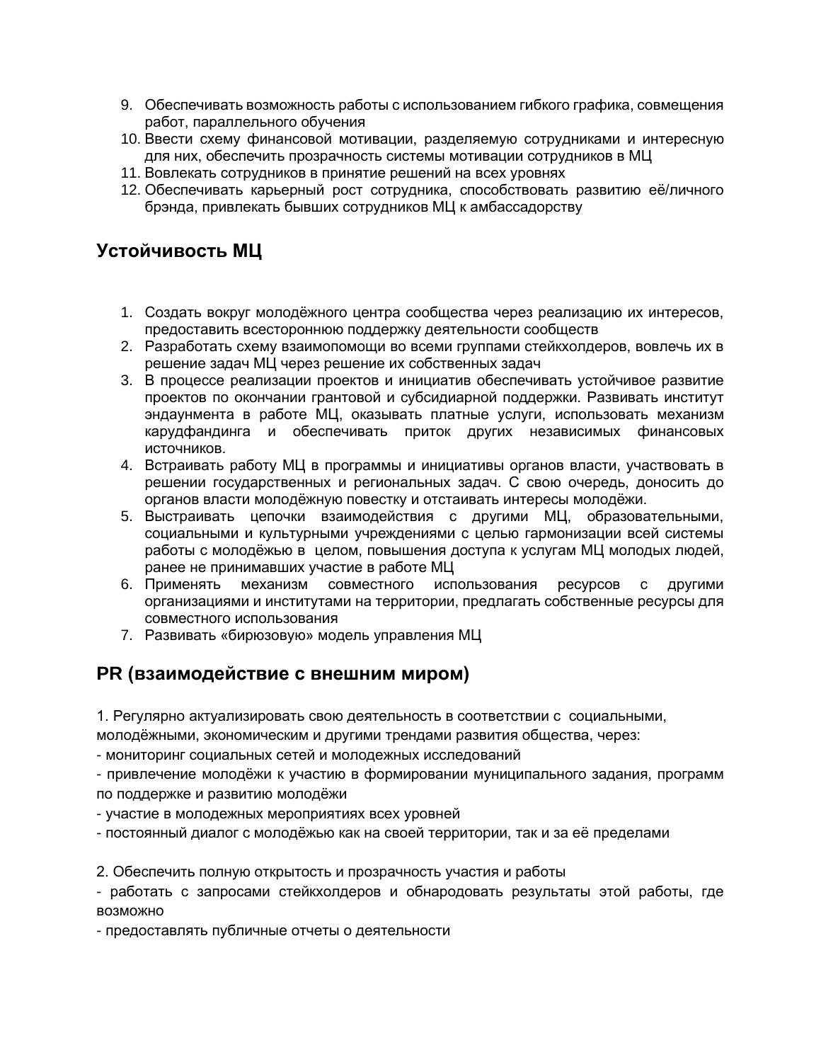9. Обеспечивать возможность работы с использованием гибкого графика, совмещения работ, параллельного обучения
10. Ввести схему финансовой мотивации, разделяемую сотрудниками и интересную для них, обеспечить прозрачность системы мотивации сотрудников в МЦ
11. Вовлекать сотрудников в принятие решений на всех уровнях
12. Обеспечивать карьерный рост сотрудника, способствовать развитию её/личного брэнда, привлекать бывших сотрудников МЦ к амбассадорству

## Устойчивость МЦ

1. Создать вокруг молодёжного центра сообщества через реализацию их интересов, предоставить всестороннюю поддержку деятельности сообществ
2. Разработать схему взаимопомощи во всеми группами стейкхолдеров, вовлечь их в решение задач МЦ через решение их собственных задач
3. В процессе реализации проектов и инициатив обеспечивать устойчивое развитие проектов по окончании грантовой и субсидиарной поддержки. Развивать институт эндаунмента в работе МЦ, оказывать платные услуги, использовать механизм карудфандинга и обеспечивать приток других независимых финансовых источников.
4. Встраивать работу МЦ в программы и инициативы органов власти, участвовать в решении государственных и региональных задач. С свою очередь, доносить до органов власти молодёжную повестку и отстаивать интересы молодёжи.
5. Выстраивать цепочки взаимодействия с другими МЦ, образовательными, социальными и культурными учреждениями с целью гармонизации всей системы работы с молодёжью в целом, повышения доступа к услугам МЦ молодых людей, ранее не принимавших участие в работе МЦ
6. Применять механизм совместного использования ресурсов с другими организациями и институтами на территории, предлагать собственные ресурсы для совместного использования
7. Развивать «бирюзовую» модель управления МЦ

## PR (взаимодействие с внешним миром)

1. Регулярно актуализировать свою деятельность в соответствии с социальными, молодёжными, экономическим и другими трендами развития общества, через:
- мониторинг социальных сетей и молодежных исследований
- привлечение молодёжи к участию в формировании муниципального задания, программ по поддержке и развитию молодёжи
- участие в молодежных мероприятиях всех уровней
- постоянный диалог с молодёжью как на своей территории, так и за её пределами

2. Обеспечить полную открытость и прозрачность участия и работы
- работать с запросами стейкхолдеров и обнародовать результаты этой работы, где возможно
- предоставлять публичные отчеты о деятельности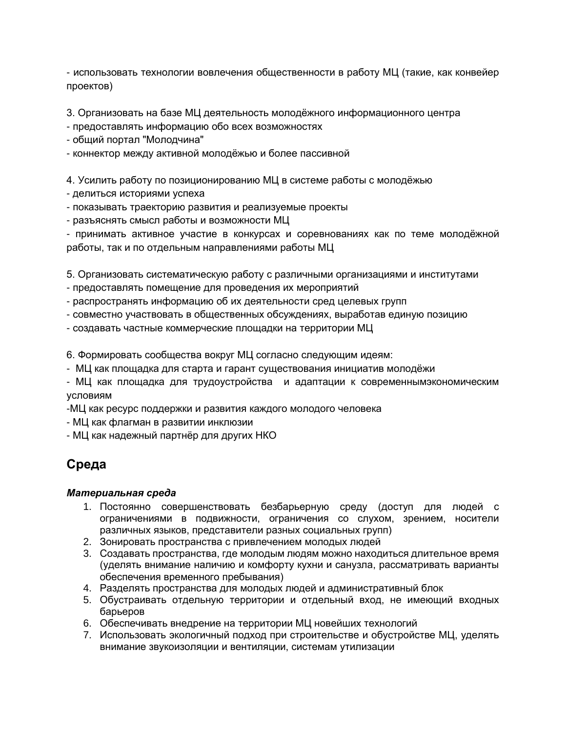- использовать технологии вовлечения общественности в работу МЦ (такие, как конвейер проектов)

3. Организовать на базе МЦ деятельность молодёжного информационного центра
- предоставлять информацию обо всех возможностях
- общий портал "Молодчина"
- коннектор между активной молодёжью и более пассивной

4. Усилить работу по позиционированию МЦ в системе работы с молодёжью
- делиться историями успеха
- показывать траекторию развития и реализуемые проекты
- разъяснять смысл работы и возможности МЦ
- принимать активное участие в конкурсах и соревнованиях как по теме молодёжной работы, так и по отдельным направлениями работы МЦ

5. Организовать систематическую работу с различными организациями и институтами
- предоставлять помещение для проведения их мероприятий
- распространять информацию об их деятельности сред целевых групп
- совместно участвовать в общественных обсуждениях, выработав единую позицию
- создавать частные коммерческие площадки на территории МЦ

6. Формировать сообщества вокруг МЦ согласно следующим идеям:
- МЦ как площадка для старта и гарант существования инициатив молодёжи
- МЦ как площадка для трудоустройства и адаптации к современнымэкономическим условиям
-МЦ как ресурс поддержки и развития каждого молодого человека
- МЦ как флагман в развитии инклюзии
- МЦ как надежный партнёр для других НКО

## Среда

***Материальная среда***

1. Постоянно совершенствовать безбарьерную среду (доступ для людей с ограничениями в подвижности, ограничения со слухом, зрением, носители различных языков, представители разных социальных групп)
2. Зонировать пространства с привлечением молодых людей
3. Создавать пространства, где молодым людям можно находиться длительное время (уделять внимание наличию и комфорту кухни и санузла, рассматривать варианты обеспечения временного пребывания)
4. Разделять пространства для молодых людей и административный блок
5. Обустраивать отдельную территории и отдельный вход, не имеющий входных барьеров
6. Обеспечивать внедрение на территории МЦ новейших технологий
7. Использовать экологичный подход при строительстве и обустройстве МЦ, уделять внимание звукоизоляции и вентиляции, системам утилизации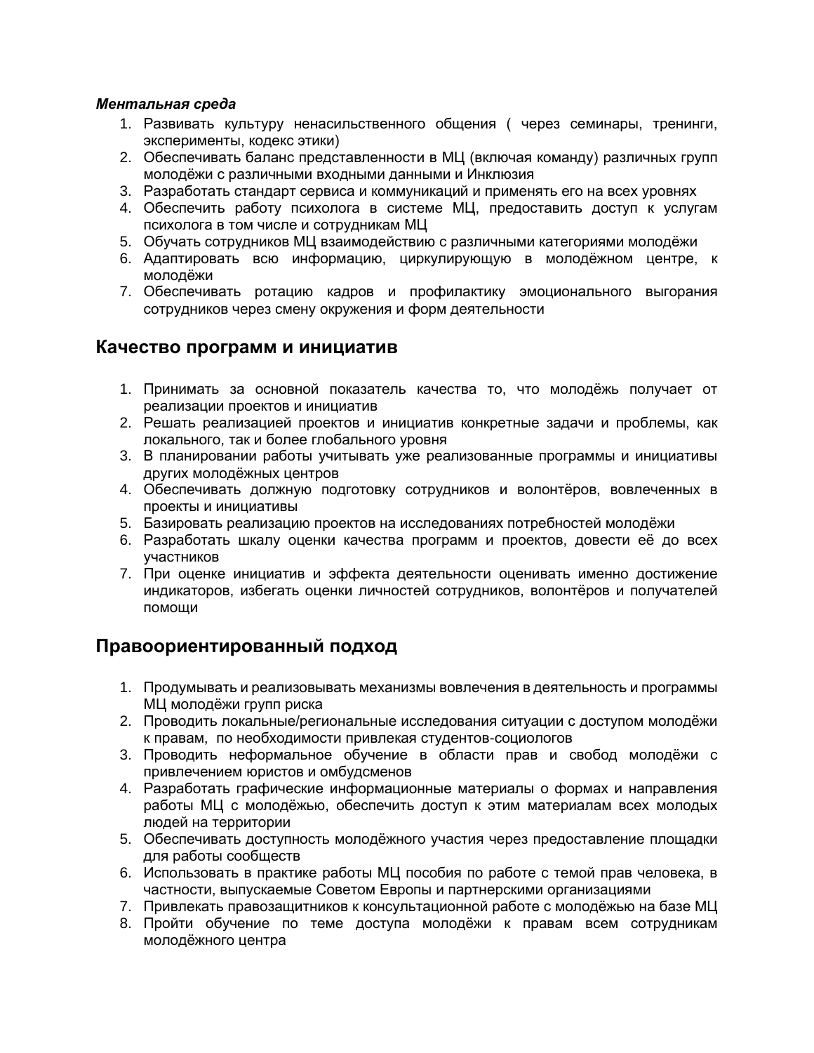***Ментальная среда***

1. Развивать культуру ненасильственного общения ( через семинары, тренинги, эксперименты, кодекс этики)
2. Обеспечивать баланс представленности в МЦ (включая команду) различных групп молодёжи с различными входными данными и Инклюзия
3. Разработать стандарт сервиса и коммуникаций и применять его на всех уровнях
4. Обеспечить работу психолога в системе МЦ, предоставить доступ к услугам психолога в том числе и сотрудникам МЦ
5. Обучать сотрудников МЦ взаимодействию с различными категориями молодёжи
6. Адаптировать всю информацию, циркулирующую в молодёжном центре, к молодёжи
7. Обеспечивать ротацию кадров и профилактику эмоционального выгорания сотрудников через смену окружения и форм деятельности

## Качество программ и инициатив

1. Принимать за основной показатель качества то, что молодёжь получает от реализации проектов и инициатив
2. Решать реализацией проектов и инициатив конкретные задачи и проблемы, как локального, так и более глобального уровня
3. В планировании работы учитывать уже реализованные программы и инициативы других молодёжных центров
4. Обеспечивать должную подготовку сотрудников и волонтёров, вовлеченных в проекты и инициативы
5. Базировать реализацию проектов на исследованиях потребностей молодёжи
6. Разработать шкалу оценки качества программ и проектов, довести её до всех участников
7. При оценке инициатив и эффекта деятельности оценивать именно достижение индикаторов, избегать оценки личностей сотрудников, волонтёров и получателей помощи

## Правоориентированный подход

1. Продумывать и реализовывать механизмы вовлечения в деятельность и программы МЦ молодёжи групп риска
2. Проводить локальные/региональные исследования ситуации с доступом молодёжи к правам,  по необходимости привлекая студентов-социологов
3. Проводить неформальное обучение в области прав и свобод молодёжи с привлечением юристов и омбудсменов
4. Разработать графические информационные материалы о формах и направления работы МЦ с молодёжью, обеспечить доступ к этим материалам всех молодых людей на территории
5. Обеспечивать доступность молодёжного участия через предоставление площадки для работы сообществ
6. Использовать в практике работы МЦ пособия по работе с темой прав человека, в частности, выпускаемые Советом Европы и партнерскими организациями
7. Привлекать правозащитников к консультационной работе с молодёжью на базе МЦ
8. Пройти обучение по теме доступа молодёжи к правам всем сотрудникам молодёжного центра